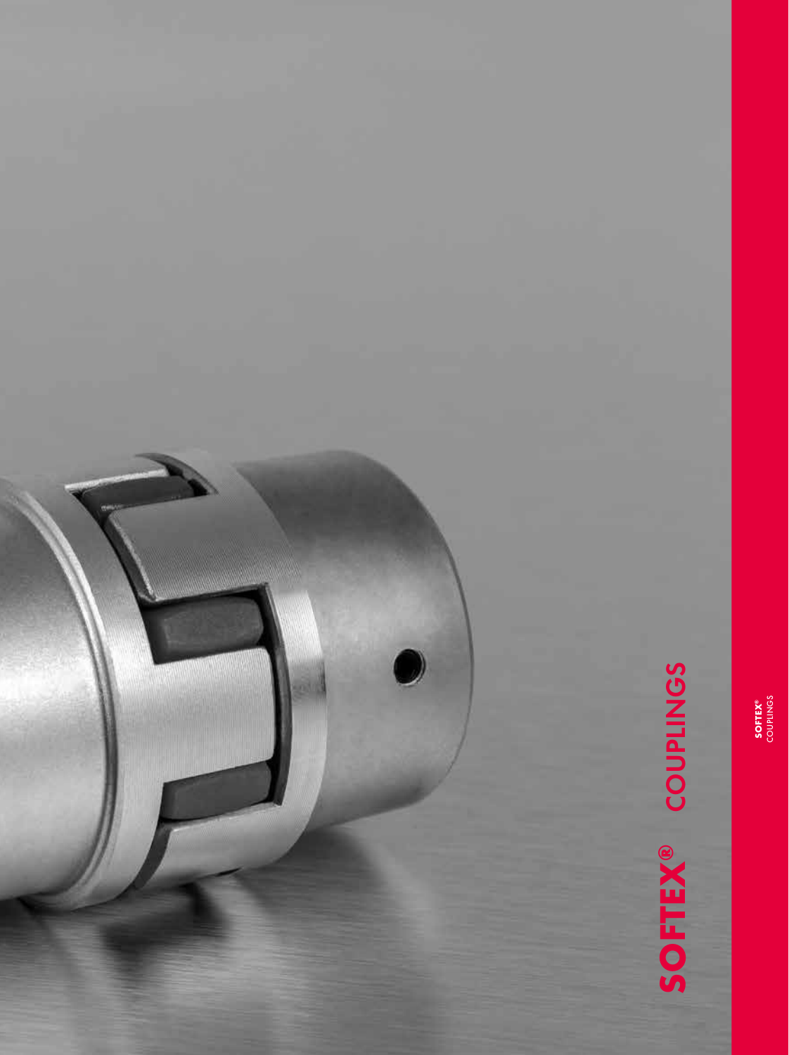# SOFTEX® COUPLINGS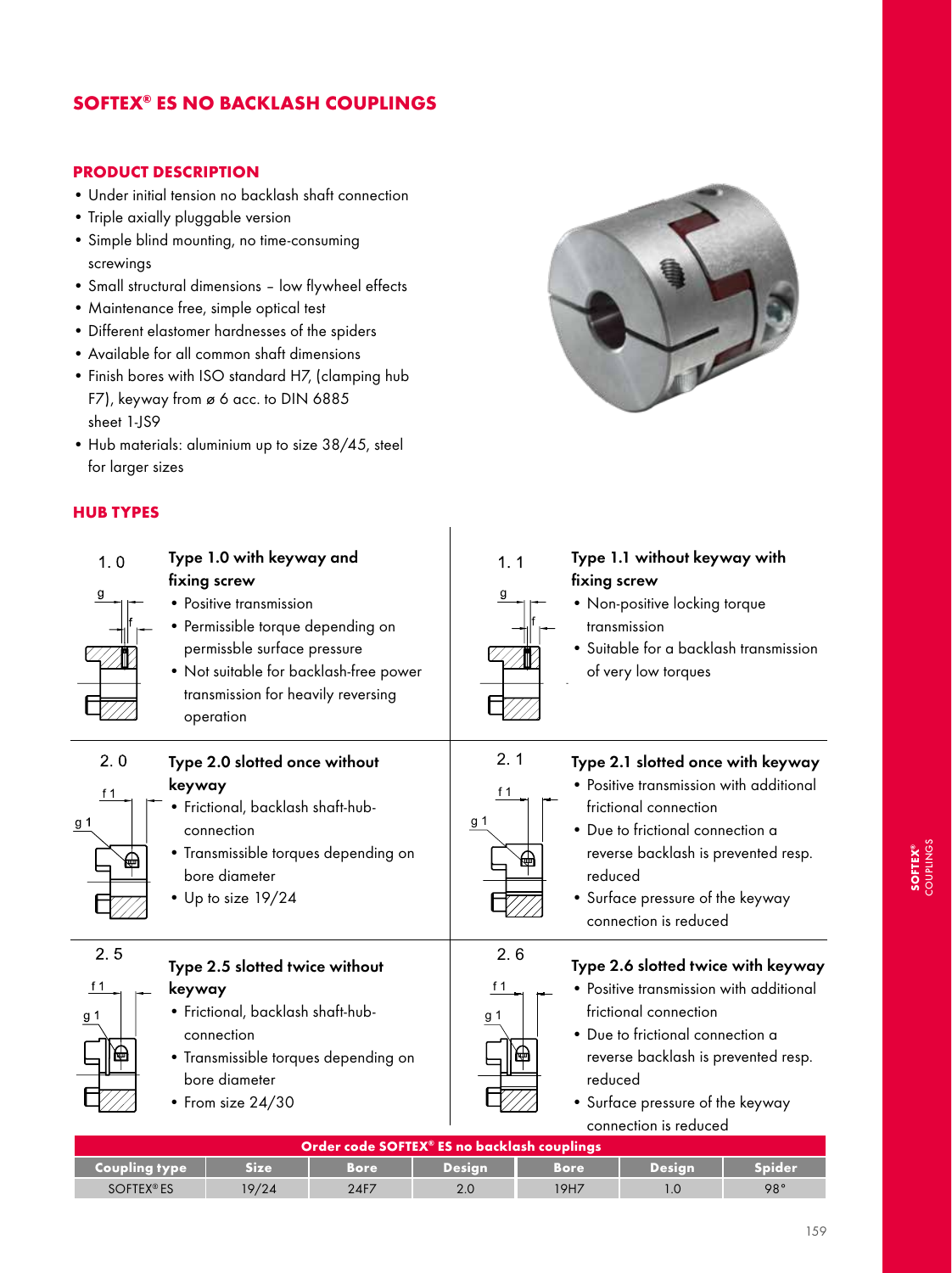# SOFTEX® ES NO BACKLASH COUPLINGS

## PRODUCT DESCRIPTION

- Under initial tension no backlash shaft connection
- Triple axially pluggable version
- Simple blind mounting, no time-consuming screwings
- Small structural dimensions – low flywheel effects
- Maintenance free, simple optical test
- Different elastomer hardnesses of the spiders
- Available for all common shaft dimensions
- Finish bores with ISO standard H7, (clamping hub F7), keyway from ø 6 acc. to DIN 6885 sheet 1-JS9
- Hub materials: aluminium up to size 38/45, steel for larger sizes

## HUB TYPES

**1.0**

### Type 1.0 with keyway and fixing screw

- Positive transmission
- Permissible torque depending on permissble surface pressure
- Not suitable for backlash-free power transmission for heavily reversing operation

**1.1**

### Type 1.1 without keyway with fixing screw

- Non-positive locking torque transmission
- Suitable for a backlash transmission of very low torques

**2.0**

### Type 2.0 slotted once without keyway

- Frictional, backlash shaft-hub-connection
- Transmissible torques depending on bore diameter
- Up to size 19/24

**2.1**

### Type 2.1 slotted once with keyway

- Positive transmission with additional frictional connection
- Due to frictional connection a reverse backlash is prevented resp. reduced
- Surface pressure of the keyway connection is reduced

**2.5**

### Type 2.5 slotted twice without keyway

- Frictional, backlash shaft-hub-connection
- Transmissible torques depending on bore diameter
- From size 24/30

**2.6**

### Type 2.6 slotted twice with keyway

- Positive transmission with additional frictional connection
- Due to frictional connection a reverse backlash is prevented resp. reduced
- Surface pressure of the keyway connection is reduced

**Order code SOFTEX® ES no backlash couplings**

| Coupling type | Size | Bore | Design | Bore | Design | Spider |
|---|---|---|---|---|---|---|
| SOFTEX® ES | 19/24 | 24F7 | 2.0 | 19H7 | 1.0 | 98° |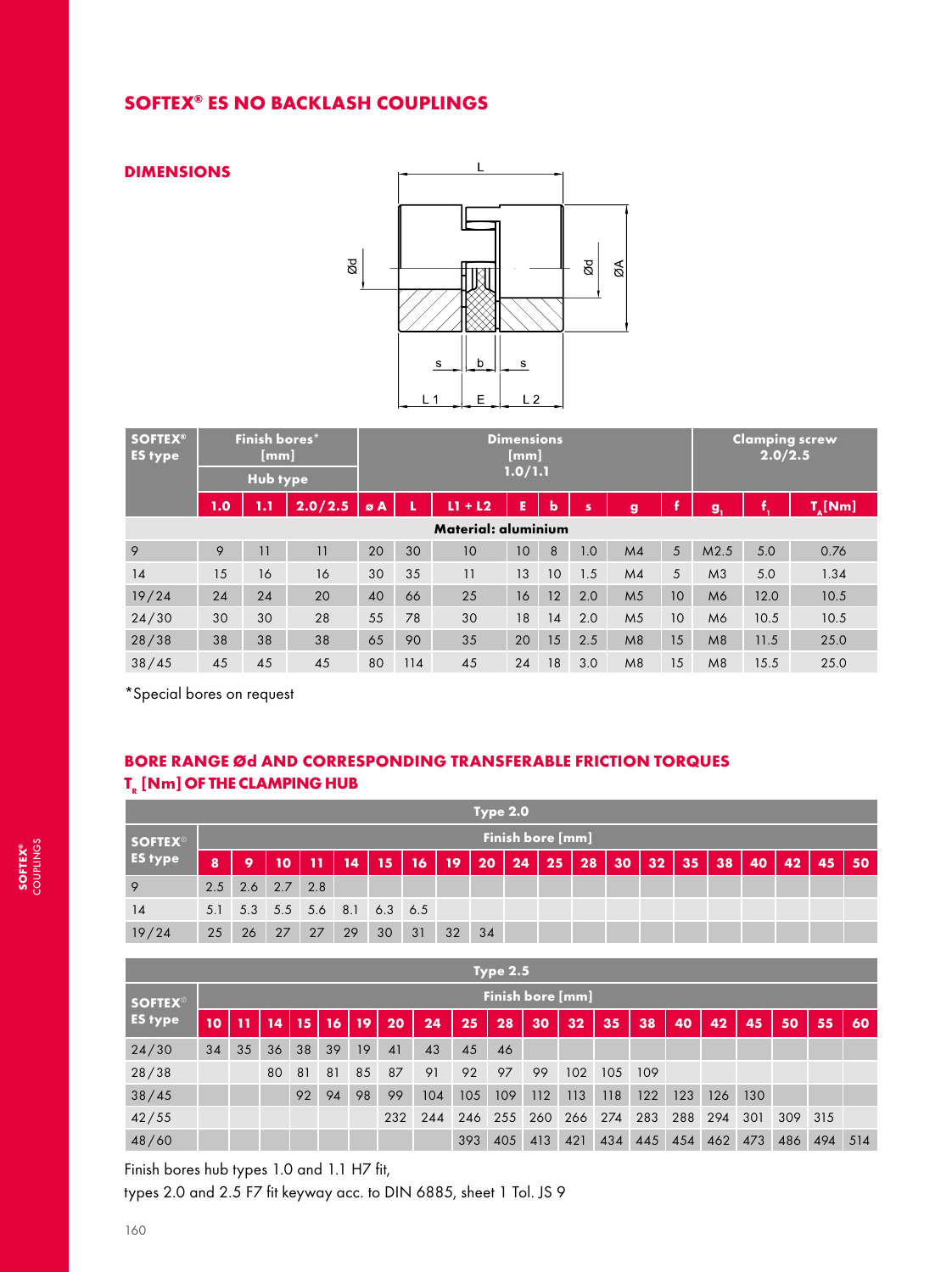# SOFTEX® ES NO BACKLASH COUPLINGS

## DIMENSIONS

| SOFTEX® ES type | Finish bores* [mm] | | | Dimensions [mm] 1.0/1.1 | | | | | | | | Clamping screw 2.0/2.5 | | |
|---|---|---|---|---|---|---|---|---|---|---|---|---|---|---|
| | Hub type | | | | | | | | | | | | | |
| | 1.0 | 1.1 | 2.0/2.5 | ø A | L | L1 + L2 | E | b | s | g | f | $g_1$ | $f_1$ | $T_A$[Nm] |
| **Material: aluminium** | | | | | | | | | | | | | | |
| 9 | 9 | 11 | 11 | 20 | 30 | 10 | 10 | 8 | 1.0 | M4 | 5 | M2.5 | 5.0 | 0.76 |
| 14 | 15 | 16 | 16 | 30 | 35 | 11 | 13 | 10 | 1.5 | M4 | 5 | M3 | 5.0 | 1.34 |
| 19/24 | 24 | 24 | 20 | 40 | 66 | 25 | 16 | 12 | 2.0 | M5 | 10 | M6 | 12.0 | 10.5 |
| 24/30 | 30 | 30 | 28 | 55 | 78 | 30 | 18 | 14 | 2.0 | M5 | 10 | M6 | 10.5 | 10.5 |
| 28/38 | 38 | 38 | 38 | 65 | 90 | 35 | 20 | 15 | 2.5 | M8 | 15 | M8 | 11.5 | 25.0 |
| 38/45 | 45 | 45 | 45 | 80 | 114 | 45 | 24 | 18 | 3.0 | M8 | 15 | M8 | 15.5 | 25.0 |

*Special bores on request

## BORE RANGE Ød AND CORRESPONDING TRANSFERABLE FRICTION TORQUES $T_R$ [Nm] OF THE CLAMPING HUB

| Type 2.0 | | | | | | | | | | | | | | | | | | | | |
|---|---|---|---|---|---|---|---|---|---|---|---|---|---|---|---|---|---|---|---|---|
| SOFTEX® ES type | Finish bore [mm] | | | | | | | | | | | | | | | | | | | |
| | 8 | 9 | 10 | 11 | 14 | 15 | 16 | 19 | 20 | 24 | 25 | 28 | 30 | 32 | 35 | 38 | 40 | 42 | 45 | 50 |
| 9 | 2.5 | 2.6 | 2.7 | 2.8 | | | | | | | | | | | | | | | | |
| 14 | 5.1 | 5.3 | 5.5 | 5.6 | 8.1 | 6.3 | 6.5 | | | | | | | | | | | | | |
| 19/24 | 25 | 26 | 27 | 27 | 29 | 30 | 31 | 32 | 34 | | | | | | | | | | | |

| Type 2.5 | | | | | | | | | | | | | | | | | | | | |
|---|---|---|---|---|---|---|---|---|---|---|---|---|---|---|---|---|---|---|---|---|
| SOFTEX® ES type | Finish bore [mm] | | | | | | | | | | | | | | | | | | | |
| | 10 | 11 | 14 | 15 | 16 | 19 | 20 | 24 | 25 | 28 | 30 | 32 | 35 | 38 | 40 | 42 | 45 | 50 | 55 | 60 |
| 24/30 | 34 | 35 | 36 | 38 | 39 | 19 | 41 | 43 | 45 | 46 | | | | | | | | | | |
| 28/38 | | | 80 | 81 | 81 | 85 | 87 | 91 | 92 | 97 | 99 | 102 | 105 | 109 | | | | | | |
| 38/45 | | | | 92 | 94 | 98 | 99 | 104 | 105 | 109 | 112 | 113 | 118 | 122 | 123 | 126 | 130 | | | |
| 42/55 | | | | | | | 232 | 244 | 246 | 255 | 260 | 266 | 274 | 283 | 288 | 294 | 301 | 309 | 315 | |
| 48/60 | | | | | | | | | 393 | 405 | 413 | 421 | 434 | 445 | 454 | 462 | 473 | 486 | 494 | 514 |

Finish bores hub types 1.0 and 1.1 H7 fit,
types 2.0 and 2.5 F7 fit keyway acc. to DIN 6885, sheet 1 Tol. JS 9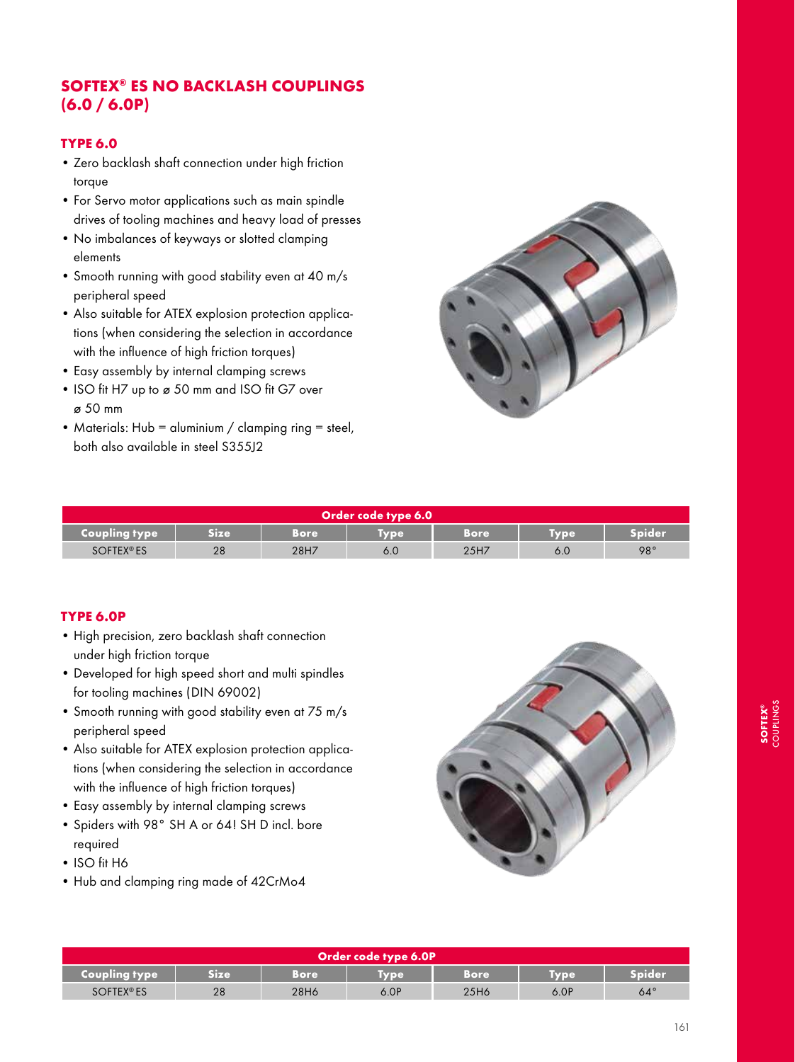## SOFTEX® ES NO BACKLASH COUPLINGS (6.0 / 6.0P)

### TYPE 6.0

- Zero backlash shaft connection under high friction torque
- For Servo motor applications such as main spindle drives of tooling machines and heavy load of presses
- No imbalances of keyways or slotted clamping elements
- Smooth running with good stability even at 40 m/s peripheral speed
- Also suitable for ATEX explosion protection applications (when considering the selection in accordance with the influence of high friction torques)
- Easy assembly by internal clamping screws
- ISO fit H7 up to ø 50 mm and ISO fit G7 over ø 50 mm
- Materials: Hub = aluminium / clamping ring = steel, both also available in steel S355J2

| Order code type 6.0 | | | | | | |
|---|---|---|---|---|---|---|
| **Coupling type** | **Size** | **Bore** | **Type** | **Bore** | **Type** | **Spider** |
| SOFTEX® ES | 28 | 28H7 | 6.0 | 25H7 | 6.0 | 98° |

### TYPE 6.0P

- High precision, zero backlash shaft connection under high friction torque
- Developed for high speed short and multi spindles for tooling machines (DIN 69002)
- Smooth running with good stability even at 75 m/s peripheral speed
- Also suitable for ATEX explosion protection applications (when considering the selection in accordance with the influence of high friction torques)
- Easy assembly by internal clamping screws
- Spiders with 98° SH A or 64! SH D incl. bore required
- ISO fit H6
- Hub and clamping ring made of 42CrMo4

| Order code type 6.0P | | | | | | |
|---|---|---|---|---|---|---|
| **Coupling type** | **Size** | **Bore** | **Type** | **Bore** | **Type** | **Spider** |
| SOFTEX® ES | 28 | 28H6 | 6.0P | 25H6 | 6.0P | 64° |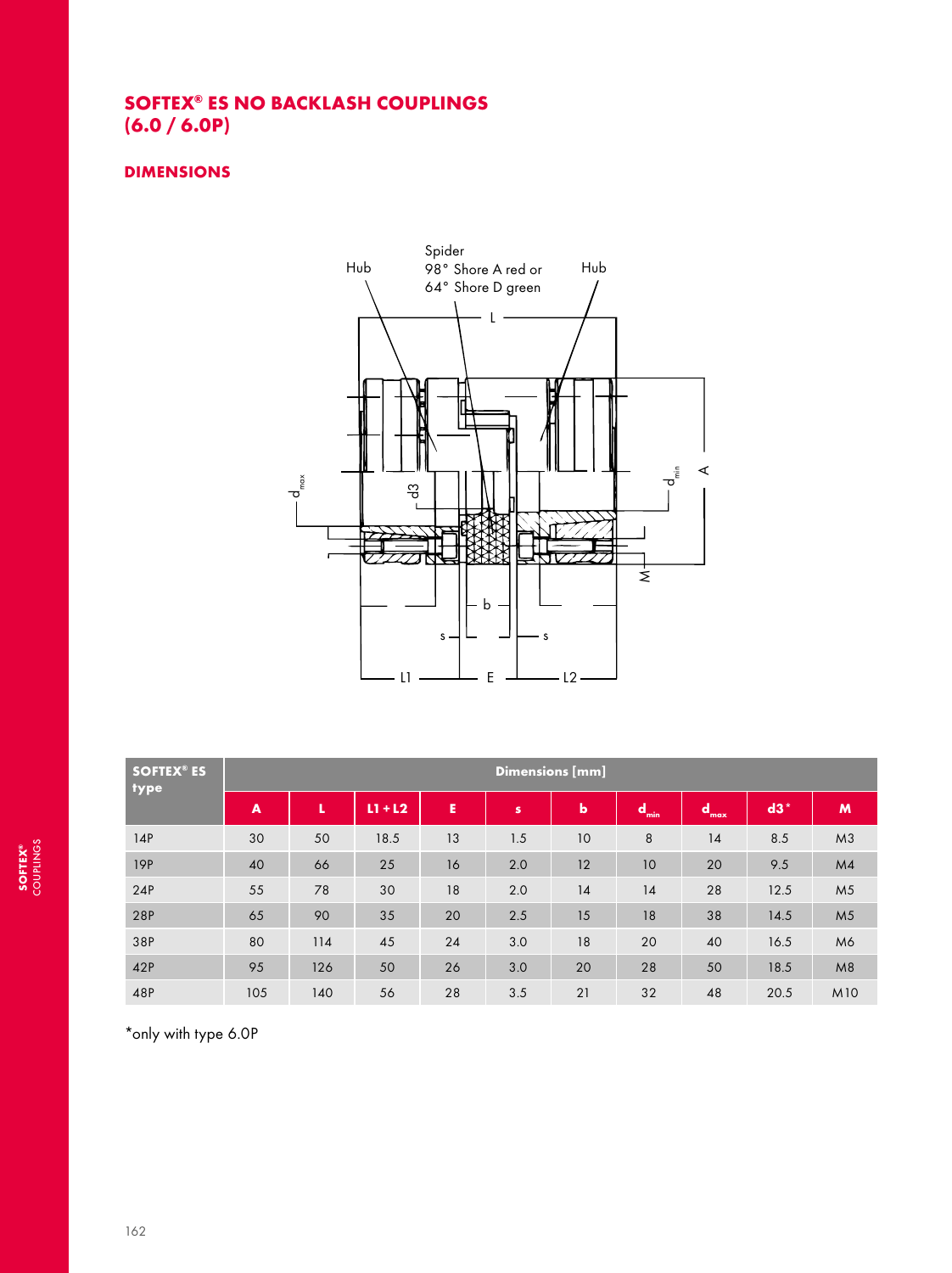## SOFTEX® ES NO BACKLASH COUPLINGS (6.0 / 6.0P)

### DIMENSIONS

Hub

Spider
98° Shore A red or
64° Shore D green

Hub

| SOFTEX® ES type | Dimensions [mm] | | | | | | | | | |
|---|---|---|---|---|---|---|---|---|---|---|
| | A | L | L1 + L2 | E | s | b | $d_{min}$ | $d_{max}$ | d3* | M |
| 14P | 30 | 50 | 18.5 | 13 | 1.5 | 10 | 8 | 14 | 8.5 | M3 |
| 19P | 40 | 66 | 25 | 16 | 2.0 | 12 | 10 | 20 | 9.5 | M4 |
| 24P | 55 | 78 | 30 | 18 | 2.0 | 14 | 14 | 28 | 12.5 | M5 |
| 28P | 65 | 90 | 35 | 20 | 2.5 | 15 | 18 | 38 | 14.5 | M5 |
| 38P | 80 | 114 | 45 | 24 | 3.0 | 18 | 20 | 40 | 16.5 | M6 |
| 42P | 95 | 126 | 50 | 26 | 3.0 | 20 | 28 | 50 | 18.5 | M8 |
| 48P | 105 | 140 | 56 | 28 | 3.5 | 21 | 32 | 48 | 20.5 | M10 |

*only with type 6.0P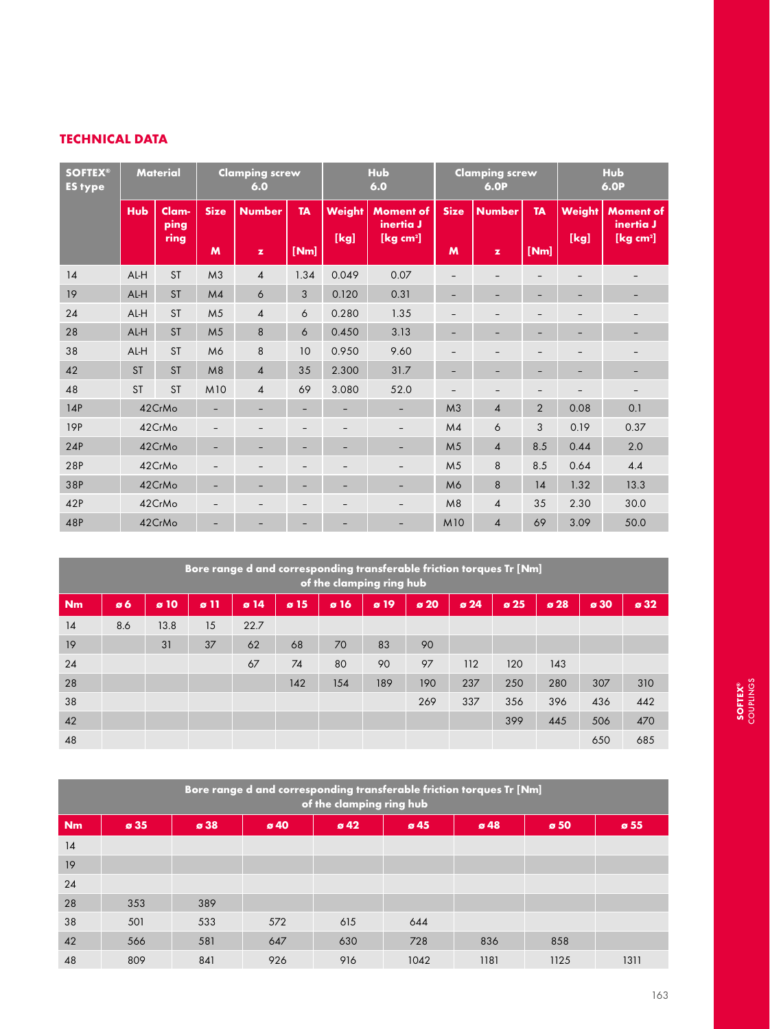## TECHNICAL DATA

| SOFTEX® ES type | Material | | Clamping screw 6.0 | | | Hub 6.0 | | Clamping screw 6.0P | | | Hub 6.0P | |
|---|---|---|---|---|---|---|---|---|---|---|---|---|
| | Hub | Clamping ring | Size M | Number z | TA [Nm] | Weight [kg] | Moment of inertia J [kg cm²] | Size M | Number z | TA [Nm] | Weight [kg] | Moment of inertia J [kg cm²] |
| 14 | AL-H | ST | M3 | 4 | 1.34 | 0.049 | 0.07 | – | – | – | – | – |
| 19 | AL-H | ST | M4 | 6 | 3 | 0.120 | 0.31 | – | – | – | – | – |
| 24 | AL-H | ST | M5 | 4 | 6 | 0.280 | 1.35 | – | – | – | – | – |
| 28 | AL-H | ST | M5 | 8 | 6 | 0.450 | 3.13 | – | – | – | – | – |
| 38 | AL-H | ST | M6 | 8 | 10 | 0.950 | 9.60 | – | – | – | – | – |
| 42 | ST | ST | M8 | 4 | 35 | 2.300 | 31.7 | – | – | – | – | – |
| 48 | ST | ST | M10 | 4 | 69 | 3.080 | 52.0 | – | – | – | – | – |
| 14P | 42CrMo | | – | – | – | – | – | M3 | 4 | 2 | 0.08 | 0.1 |
| 19P | 42CrMo | | – | – | – | – | – | M4 | 6 | 3 | 0.19 | 0.37 |
| 24P | 42CrMo | | – | – | – | – | – | M5 | 4 | 8.5 | 0.44 | 2.0 |
| 28P | 42CrMo | | – | – | – | – | – | M5 | 8 | 8.5 | 0.64 | 4.4 |
| 38P | 42CrMo | | – | – | – | – | – | M6 | 8 | 14 | 1.32 | 13.3 |
| 42P | 42CrMo | | – | – | – | – | – | M8 | 4 | 35 | 2.30 | 30.0 |
| 48P | 42CrMo | | – | – | – | – | – | M10 | 4 | 69 | 3.09 | 50.0 |

**Bore range d and corresponding transferable friction torques Tr [Nm] of the clamping ring hub**

| Nm | ø 6 | ø 10 | ø 11 | ø 14 | ø 15 | ø 16 | ø 19 | ø 20 | ø 24 | ø 25 | ø 28 | ø 30 | ø 32 |
|---|---|---|---|---|---|---|---|---|---|---|---|---|---|
| 14 | 8.6 | 13.8 | 15 | 22.7 | | | | | | | | | |
| 19 | | 31 | 37 | 62 | 68 | 70 | 83 | 90 | | | | | |
| 24 | | | | 67 | 74 | 80 | 90 | 97 | 112 | 120 | 143 | | |
| 28 | | | | | 142 | 154 | 189 | 190 | 237 | 250 | 280 | 307 | 310 |
| 38 | | | | | | | | 269 | 337 | 356 | 396 | 436 | 442 |
| 42 | | | | | | | | | | 399 | 445 | 506 | 470 |
| 48 | | | | | | | | | | | | 650 | 685 |

**Bore range d and corresponding transferable friction torques Tr [Nm] of the clamping ring hub**

| Nm | ø 35 | ø 38 | ø 40 | ø 42 | ø 45 | ø 48 | ø 50 | ø 55 |
|---|---|---|---|---|---|---|---|---|
| 14 | | | | | | | | |
| 19 | | | | | | | | |
| 24 | | | | | | | | |
| 28 | 353 | 389 | | | | | | |
| 38 | 501 | 533 | 572 | 615 | 644 | | | |
| 42 | 566 | 581 | 647 | 630 | 728 | 836 | 858 | |
| 48 | 809 | 841 | 926 | 916 | 1042 | 1181 | 1125 | 1311 |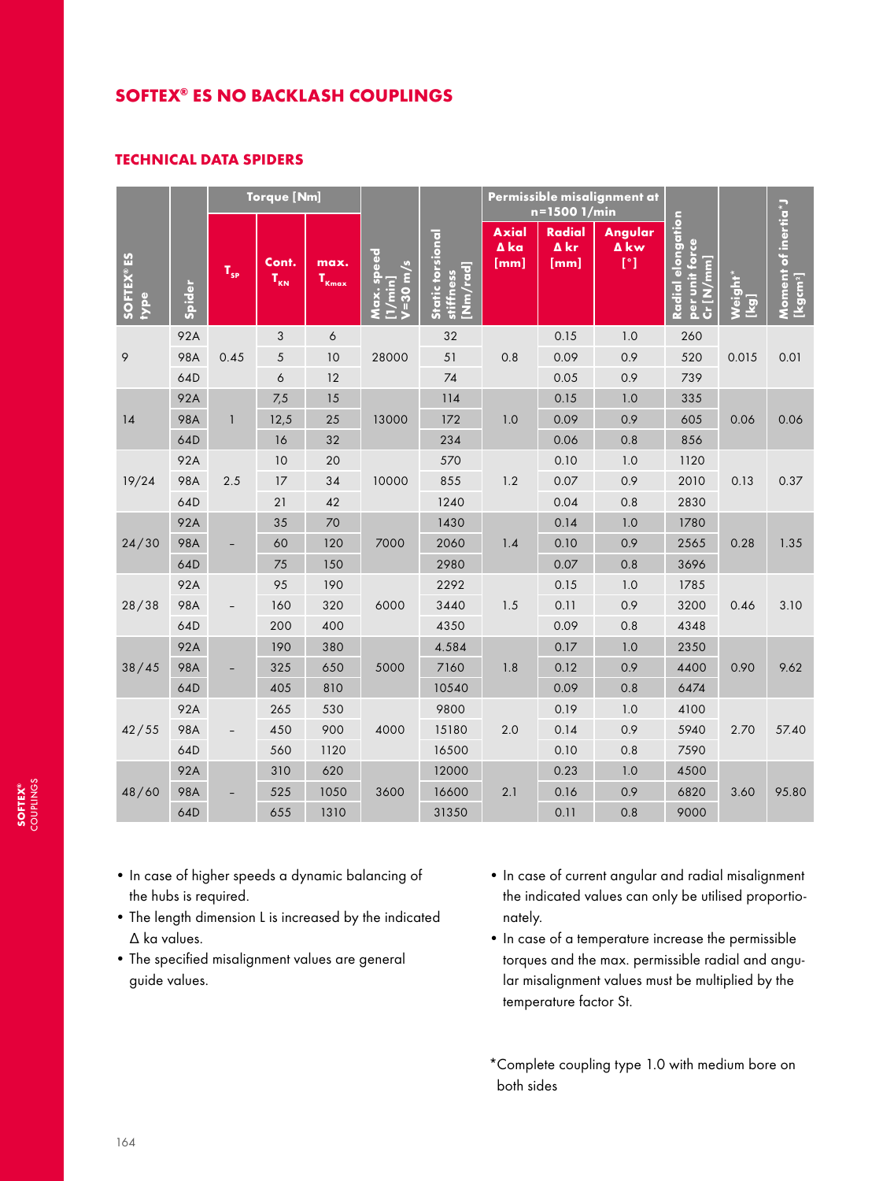# SOFTEX® ES NO BACKLASH COUPLINGS

## TECHNICAL DATA SPIDERS

| SOFTEX® ES type | Spider | Torque [Nm] | | | Max. speed [1/min] V=30 m/s | Static torsional stiffness [Nm/rad] | Permissible misalignment at n=1500 1/min | | | Radial elongation per unit force Cr [N/mm] | Weight* [kg] | Moment of inertia* J [kgcm²] |
|---|---|---|---|---|---|---|---|---|---|---|---|---|
| | | $T_{SP}$ | Cont. $T_{KN}$ | max. $T_{Kmax}$ | | | Axial Δ ka [mm] | Radial Δ kr [mm] | Angular Δ kw [°] | | | |
| 9 | 92A | 0.45 | 3 | 6 | 28000 | 32 | 0.8 | 0.15 | 1.0 | 260 | 0.015 | 0.01 |
| | 98A | | 5 | 10 | | 51 | | 0.09 | 0.9 | 520 | | |
| | 64D | | 6 | 12 | | 74 | | 0.05 | 0.9 | 739 | | |
| 14 | 92A | 1 | 7,5 | 15 | 13000 | 114 | 1.0 | 0.15 | 1.0 | 335 | 0.06 | 0.06 |
| | 98A | | 12,5 | 25 | | 172 | | 0.09 | 0.9 | 605 | | |
| | 64D | | 16 | 32 | | 234 | | 0.06 | 0.8 | 856 | | |
| 19/24 | 92A | 2.5 | 10 | 20 | 10000 | 570 | 1.2 | 0.10 | 1.0 | 1120 | 0.13 | 0.37 |
| | 98A | | 17 | 34 | | 855 | | 0.07 | 0.9 | 2010 | | |
| | 64D | | 21 | 42 | | 1240 | | 0.04 | 0.8 | 2830 | | |
| 24/30 | 92A | – | 35 | 70 | 7000 | 1430 | 1.4 | 0.14 | 1.0 | 1780 | 0.28 | 1.35 |
| | 98A | | 60 | 120 | | 2060 | | 0.10 | 0.9 | 2565 | | |
| | 64D | | 75 | 150 | | 2980 | | 0.07 | 0.8 | 3696 | | |
| 28/38 | 92A | – | 95 | 190 | 6000 | 2292 | 1.5 | 0.15 | 1.0 | 1785 | 0.46 | 3.10 |
| | 98A | | 160 | 320 | | 3440 | | 0.11 | 0.9 | 3200 | | |
| | 64D | | 200 | 400 | | 4350 | | 0.09 | 0.8 | 4348 | | |
| 38/45 | 92A | – | 190 | 380 | 5000 | 4.584 | 1.8 | 0.17 | 1.0 | 2350 | 0.90 | 9.62 |
| | 98A | | 325 | 650 | | 7160 | | 0.12 | 0.9 | 4400 | | |
| | 64D | | 405 | 810 | | 10540 | | 0.09 | 0.8 | 6474 | | |
| 42/55 | 92A | – | 265 | 530 | 4000 | 9800 | 2.0 | 0.19 | 1.0 | 4100 | 2.70 | 57.40 |
| | 98A | | 450 | 900 | | 15180 | | 0.14 | 0.9 | 5940 | | |
| | 64D | | 560 | 1120 | | 16500 | | 0.10 | 0.8 | 7590 | | |
| 48/60 | 92A | – | 310 | 620 | 3600 | 12000 | 2.1 | 0.23 | 1.0 | 4500 | 3.60 | 95.80 |
| | 98A | | 525 | 1050 | | 16600 | | 0.16 | 0.9 | 6820 | | |
| | 64D | | 655 | 1310 | | 31350 | | 0.11 | 0.8 | 9000 | | |

- In case of higher speeds a dynamic balancing of the hubs is required.
- The length dimension L is increased by the indicated Δ ka values.
- The specified misalignment values are general guide values.
- In case of current angular and radial misalignment the indicated values can only be utilised proportionately.
- In case of a temperature increase the permissible torques and the max. permissible radial and angular misalignment values must be multiplied by the temperature factor St.

*Complete coupling type 1.0 with medium bore on both sides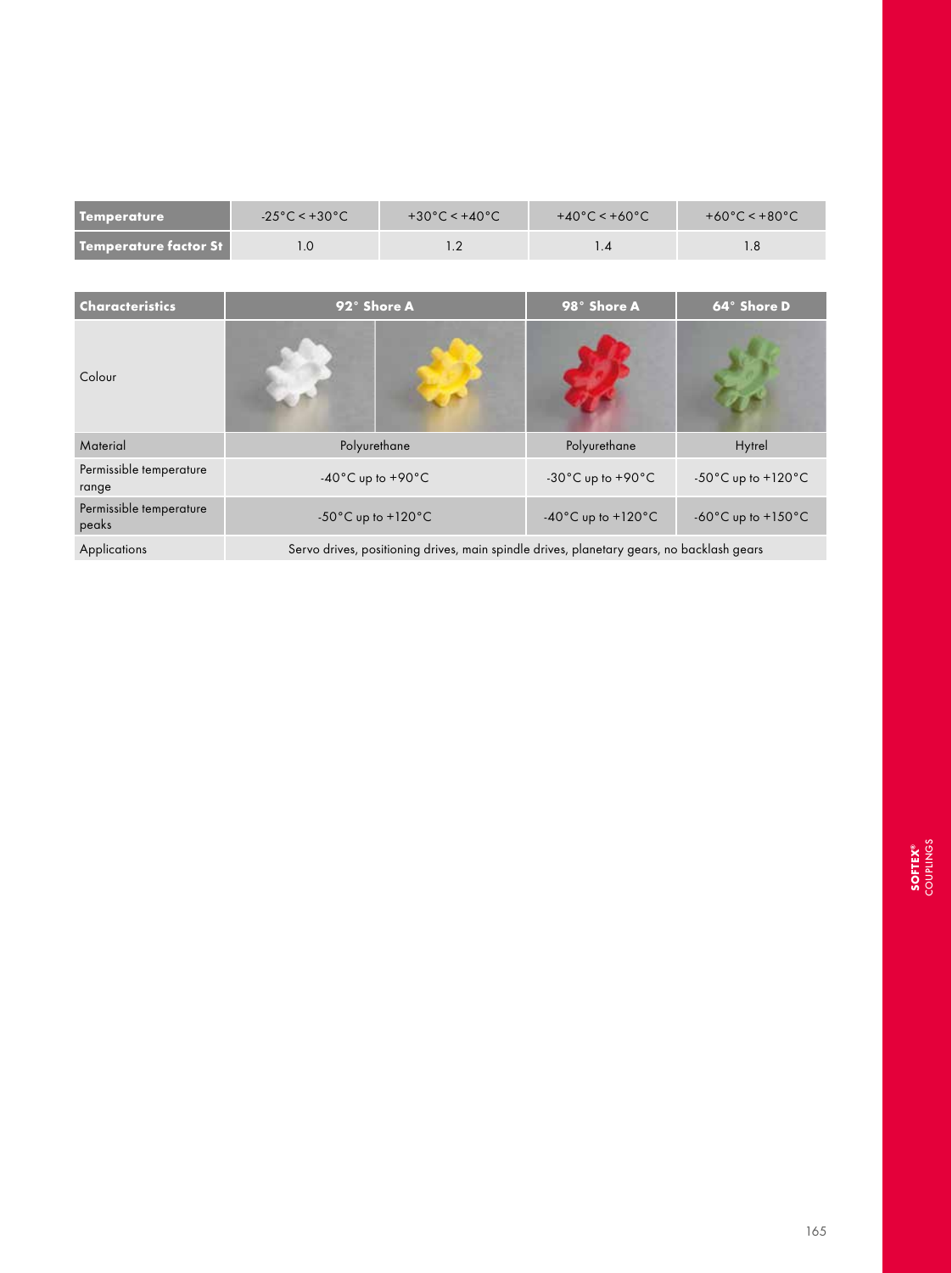| Temperature | -25°C < +30°C | +30°C < +40°C | +40°C < +60°C | +60°C < +80°C |
|---|---|---|---|---|
| Temperature factor St | 1.0 | 1.2 | 1.4 | 1.8 |

| Characteristics | 92° Shore A | | 98° Shore A | 64° Shore D |
|---|---|---|---|---|
| Colour | | | | |
| Material | Polyurethane | | Polyurethane | Hytrel |
| Permissible temperature range | -40°C up to +90°C | | -30°C up to +90°C | -50°C up to +120°C |
| Permissible temperature peaks | -50°C up to +120°C | | -40°C up to +120°C | -60°C up to +150°C |
| Applications | Servo drives, positioning drives, main spindle drives, planetary gears, no backlash gears | | | |